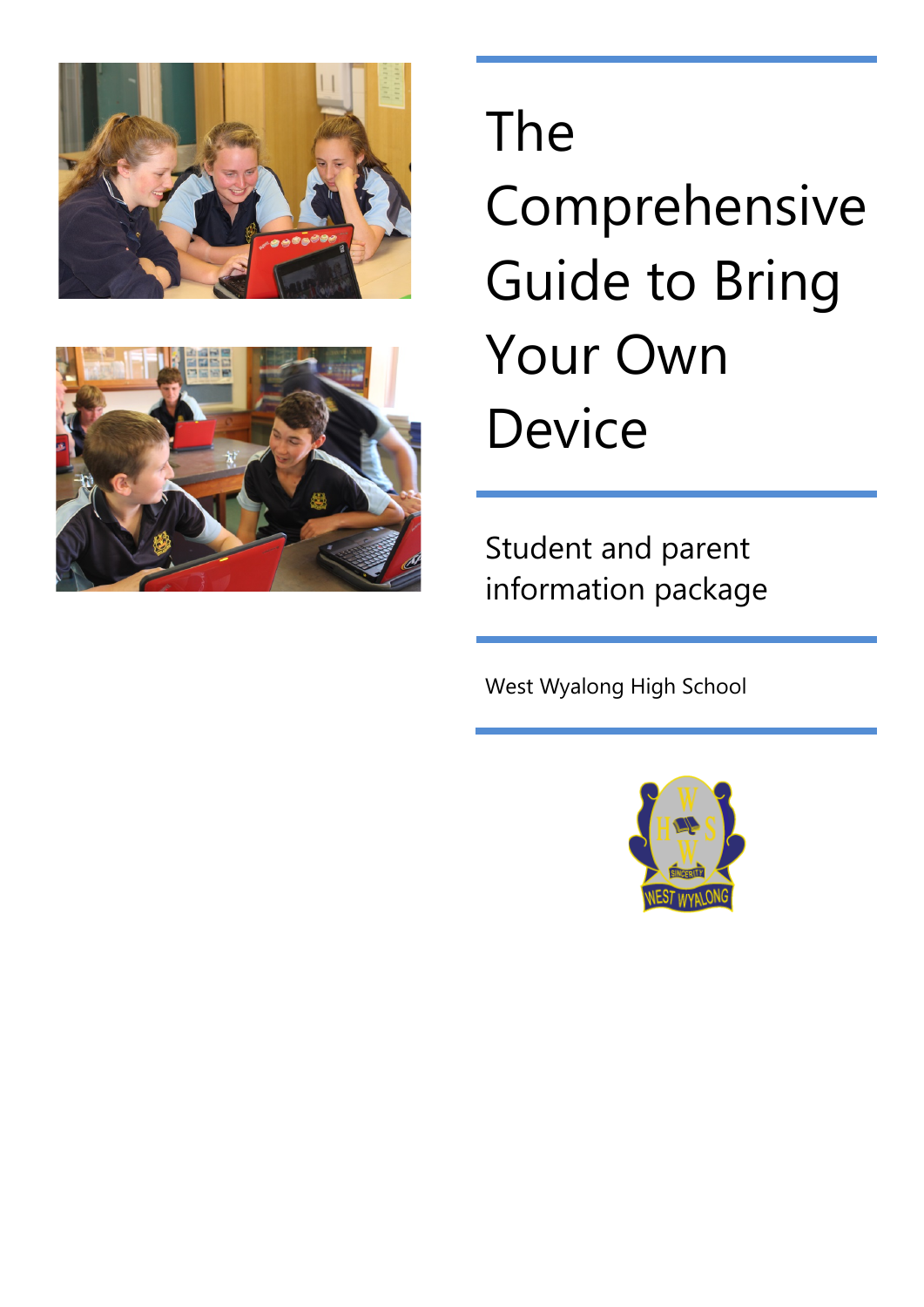# The Comprehensive Guide to Bring Your Own Device

Student and parent information package

West Wyalong High School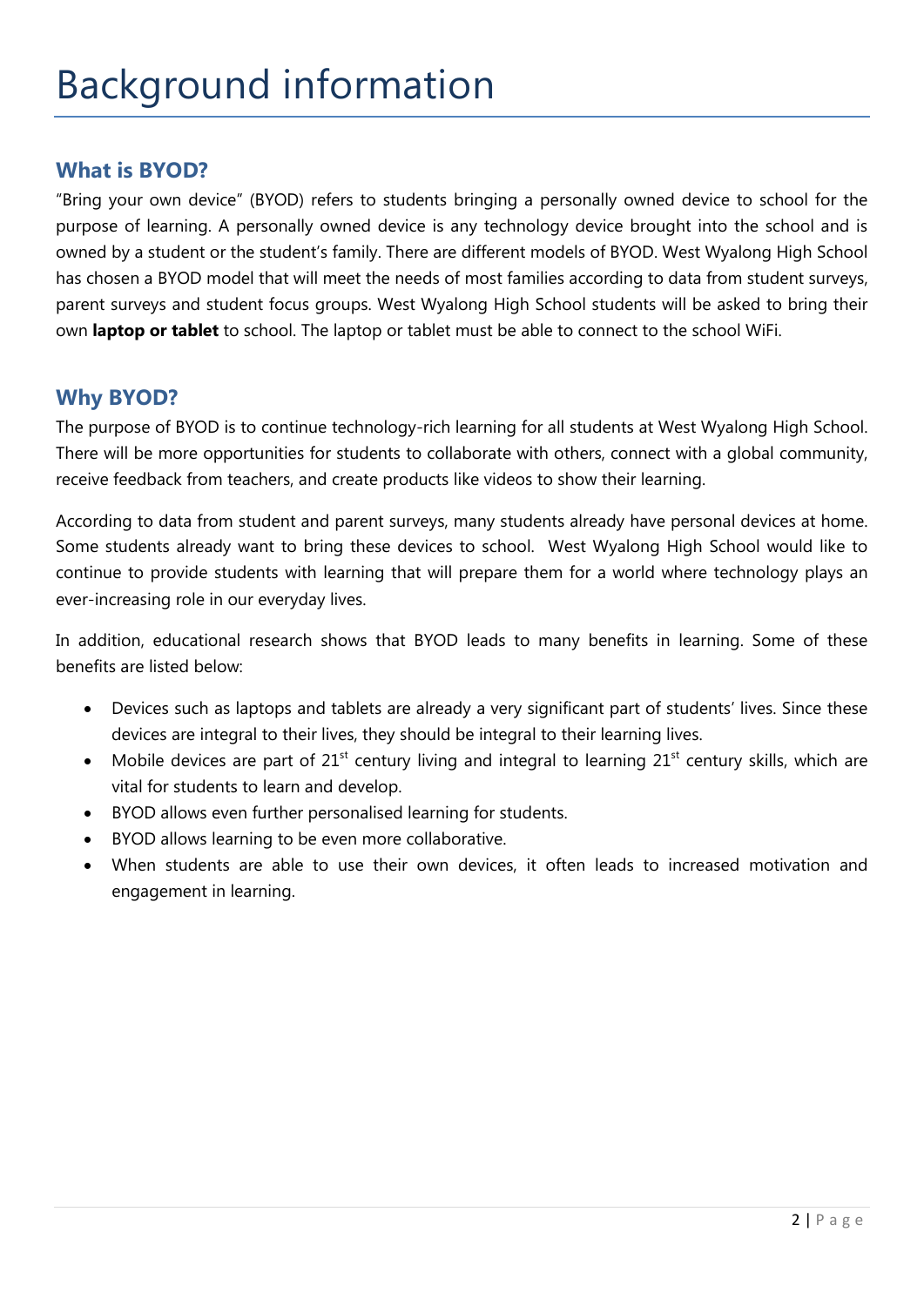# Background information

## What is BYOD?

"Bring your own device" (BYOD) refers to students bringing a personally owned device to school for the purpose of learning. A personally owned device is any technology device brought into the school and is owned by a student or the student's family. There are different models of BYOD. West Wyalong High School has chosen a BYOD model that will meet the needs of most families according to data from student surveys, parent surveys and student focus groups. West Wyalong High School students will be asked to bring their own **laptop or tablet** to school. The laptop or tablet must be able to connect to the school WiFi.

## Why BYOD?

The purpose of BYOD is to continue technology-rich learning for all students at West Wyalong High School. There will be more opportunities for students to collaborate with others, connect with a global community, receive feedback from teachers, and create products like videos to show their learning.

According to data from student and parent surveys, many students already have personal devices at home. Some students already want to bring these devices to school. West Wyalong High School would like to continue to provide students with learning that will prepare them for a world where technology plays an ever-increasing role in our everyday lives.

In addition, educational research shows that BYOD leads to many benefits in learning. Some of these benefits are listed below:

- Devices such as laptops and tablets are already a very significant part of students' lives. Since these devices are integral to their lives, they should be integral to their learning lives.
- Mobile devices are part of 21st century living and integral to learning 21st century skills, which are vital for students to learn and develop.
- BYOD allows even further personalised learning for students.
- BYOD allows learning to be even more collaborative.
- When students are able to use their own devices, it often leads to increased motivation and engagement in learning.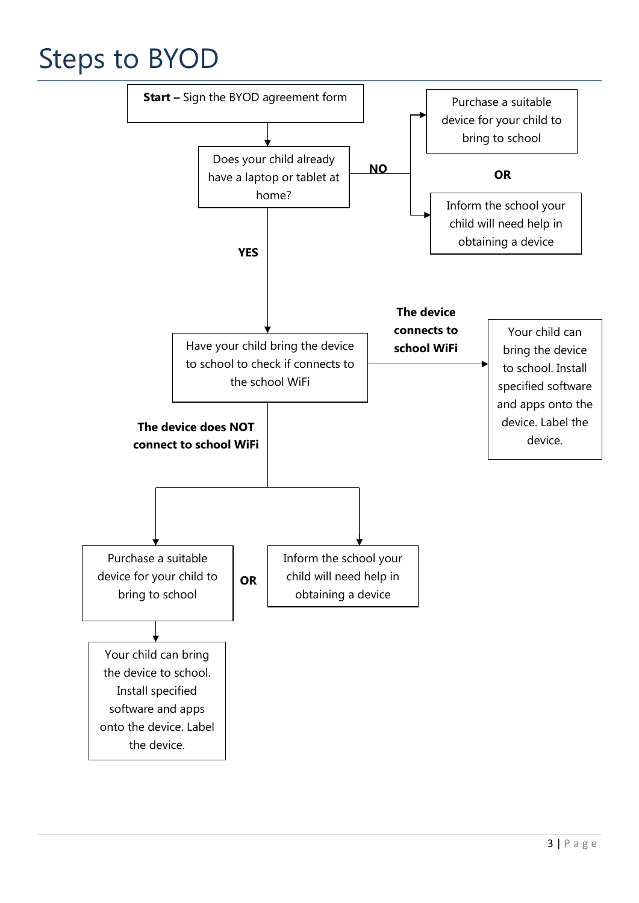# Steps to BYOD

**Start –** Sign the BYOD agreement form

Does your child already have a laptop or tablet at home?

**NO**

- Purchase a suitable device for your child to bring to school

**OR**

- Inform the school your child will need help in obtaining a device

**YES**

Have your child bring the device to school to check if connects to the school WiFi

**The device connects to school WiFi**

Your child can bring the device to school. Install specified software and apps onto the device. Label the device.

**The device does NOT connect to school WiFi**

Purchase a suitable device for your child to bring to school

**OR**

Inform the school your child will need help in obtaining a device

Your child can bring the device to school. Install specified software and apps onto the device. Label the device.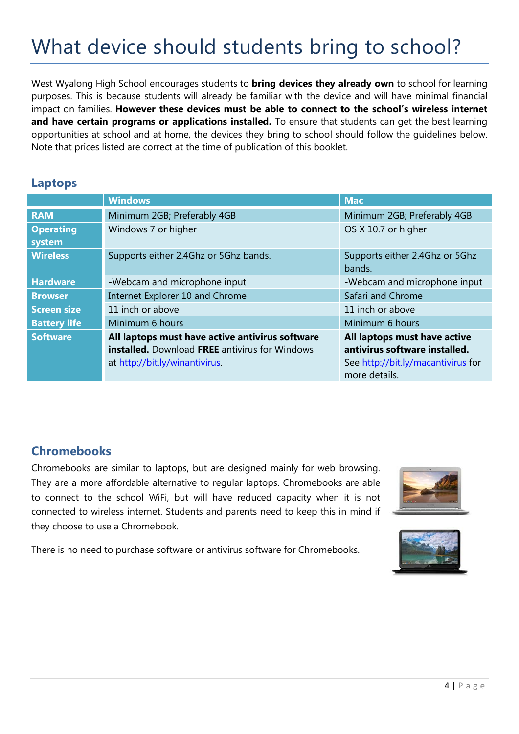# What device should students bring to school?

West Wyalong High School encourages students to **bring devices they already own** to school for learning purposes. This is because students will already be familiar with the device and will have minimal financial impact on families. **However these devices must be able to connect to the school's wireless internet and have certain programs or applications installed.** To ensure that students can get the best learning opportunities at school and at home, the devices they bring to school should follow the guidelines below. Note that prices listed are correct at the time of publication of this booklet.

## Laptops

| | Windows | Mac |
|---|---|---|
| **RAM** | Minimum 2GB; Preferably 4GB | Minimum 2GB; Preferably 4GB |
| **Operating system** | Windows 7 or higher | OS X 10.7 or higher |
| **Wireless** | Supports either 2.4Ghz or 5Ghz bands. | Supports either 2.4Ghz or 5Ghz bands. |
| **Hardware** | -Webcam and microphone input | -Webcam and microphone input |
| **Browser** | Internet Explorer 10 and Chrome | Safari and Chrome |
| **Screen size** | 11 inch or above | 11 inch or above |
| **Battery life** | Minimum 6 hours | Minimum 6 hours |
| **Software** | **All laptops must have active antivirus software installed.** Download **FREE** antivirus for Windows at http://bit.ly/winantivirus. | **All laptops must have active antivirus software installed.** See http://bit.ly/macantivirus for more details. |

## Chromebooks

Chromebooks are similar to laptops, but are designed mainly for web browsing. They are a more affordable alternative to regular laptops. Chromebooks are able to connect to the school WiFi, but will have reduced capacity when it is not connected to wireless internet. Students and parents need to keep this in mind if they choose to use a Chromebook.

There is no need to purchase software or antivirus software for Chromebooks.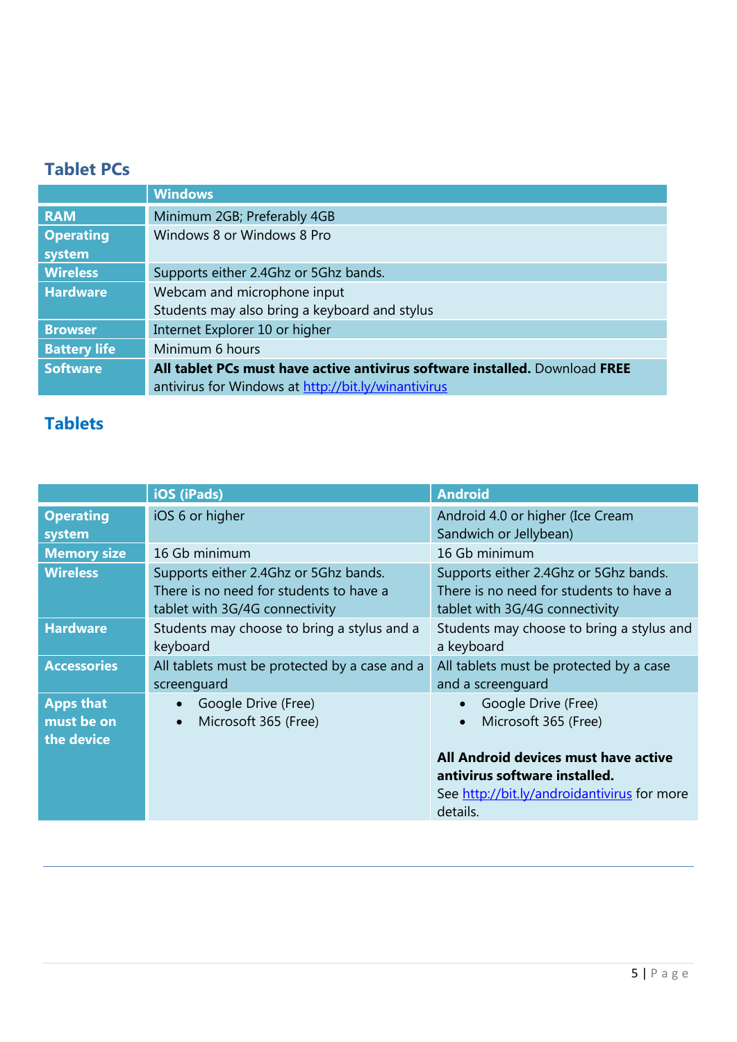## Tablet PCs

| | Windows |
|---|---|
| **RAM** | Minimum 2GB; Preferably 4GB |
| **Operating system** | Windows 8 or Windows 8 Pro |
| **Wireless** | Supports either 2.4Ghz or 5Ghz bands. |
| **Hardware** | Webcam and microphone input<br>Students may also bring a keyboard and stylus |
| **Browser** | Internet Explorer 10 or higher |
| **Battery life** | Minimum 6 hours |
| **Software** | **All tablet PCs must have active antivirus software installed.** Download **FREE** antivirus for Windows at http://bit.ly/winantivirus |

## Tablets

| | iOS (iPads) | Android |
|---|---|---|
| **Operating system** | iOS 6 or higher | Android 4.0 or higher (Ice Cream Sandwich or Jellybean) |
| **Memory size** | 16 Gb minimum | 16 Gb minimum |
| **Wireless** | Supports either 2.4Ghz or 5Ghz bands. There is no need for students to have a tablet with 3G/4G connectivity | Supports either 2.4Ghz or 5Ghz bands. There is no need for students to have a tablet with 3G/4G connectivity |
| **Hardware** | Students may choose to bring a stylus and a keyboard | Students may choose to bring a stylus and a keyboard |
| **Accessories** | All tablets must be protected by a case and a screenguard | All tablets must be protected by a case and a screenguard |
| **Apps that must be on the device** | • Google Drive (Free)<br>• Microsoft 365 (Free) | • Google Drive (Free)<br>• Microsoft 365 (Free)<br><br>**All Android devices must have active antivirus software installed.**<br>See http://bit.ly/androidantivirus for more details. |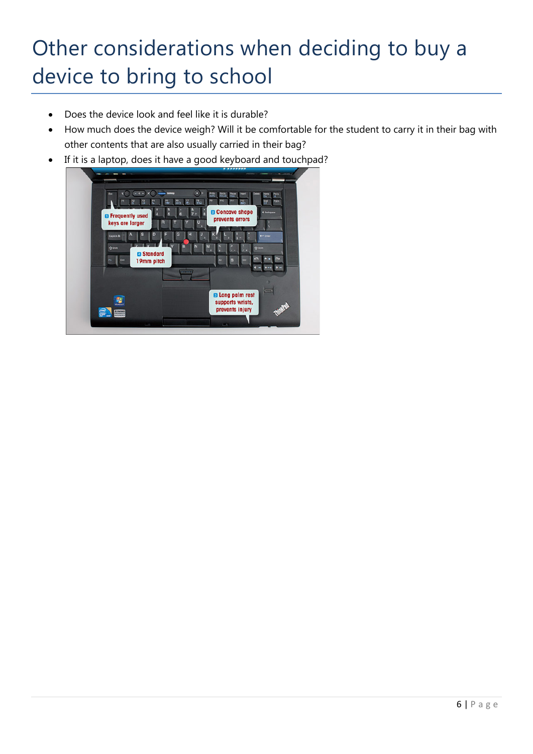# Other considerations when deciding to buy a device to bring to school

- Does the device look and feel like it is durable?
- How much does the device weigh? Will it be comfortable for the student to carry it in their bag with other contents that are also usually carried in their bag?
- If it is a laptop, does it have a good keyboard and touchpad?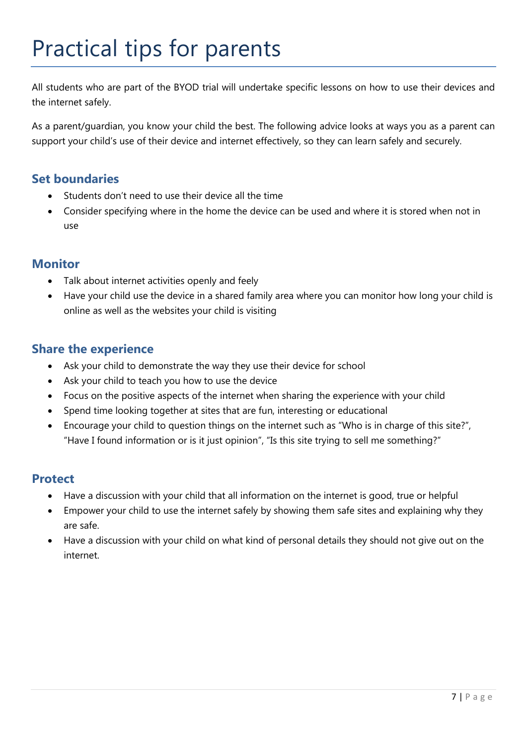# Practical tips for parents

All students who are part of the BYOD trial will undertake specific lessons on how to use their devices and the internet safely.

As a parent/guardian, you know your child the best. The following advice looks at ways you as a parent can support your child's use of their device and internet effectively, so they can learn safely and securely.

## Set boundaries

- Students don't need to use their device all the time
- Consider specifying where in the home the device can be used and where it is stored when not in use

## Monitor

- Talk about internet activities openly and feely
- Have your child use the device in a shared family area where you can monitor how long your child is online as well as the websites your child is visiting

## Share the experience

- Ask your child to demonstrate the way they use their device for school
- Ask your child to teach you how to use the device
- Focus on the positive aspects of the internet when sharing the experience with your child
- Spend time looking together at sites that are fun, interesting or educational
- Encourage your child to question things on the internet such as "Who is in charge of this site?", "Have I found information or is it just opinion", "Is this site trying to sell me something?"

## Protect

- Have a discussion with your child that all information on the internet is good, true or helpful
- Empower your child to use the internet safely by showing them safe sites and explaining why they are safe.
- Have a discussion with your child on what kind of personal details they should not give out on the internet.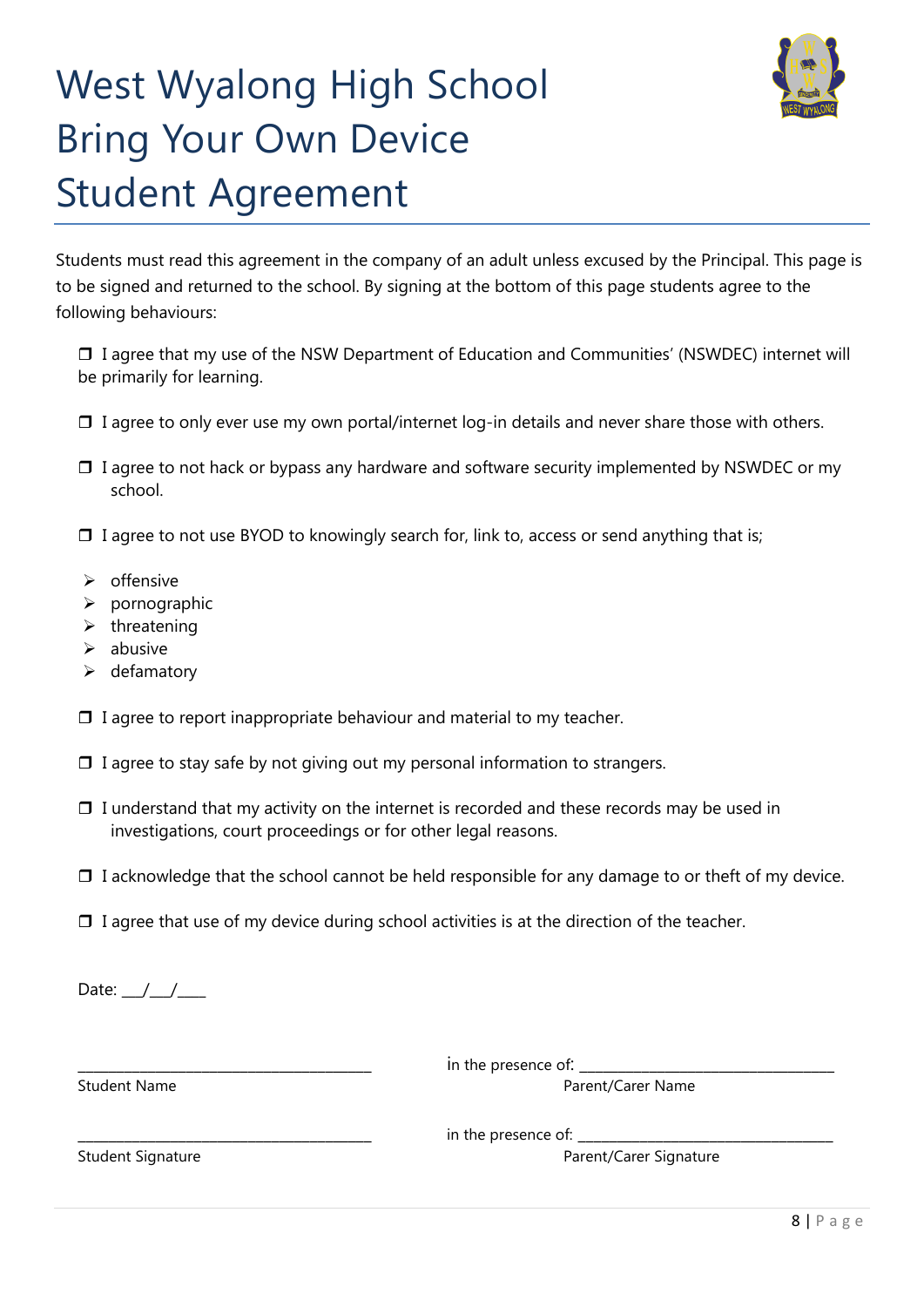# West Wyalong High School Bring Your Own Device Student Agreement

Students must read this agreement in the company of an adult unless excused by the Principal. This page is to be signed and returned to the school. By signing at the bottom of this page students agree to the following behaviours:

❒ I agree that my use of the NSW Department of Education and Communities' (NSWDEC) internet will be primarily for learning.

❒ I agree to only ever use my own portal/internet log-in details and never share those with others.

❒ I agree to not hack or bypass any hardware and software security implemented by NSWDEC or my school.

❒ I agree to not use BYOD to knowingly search for, link to, access or send anything that is;

- offensive
- pornographic
- threatening
- abusive
- defamatory

❒ I agree to report inappropriate behaviour and material to my teacher.

❒ I agree to stay safe by not giving out my personal information to strangers.

❒ I understand that my activity on the internet is recorded and these records may be used in investigations, court proceedings or for other legal reasons.

❒ I acknowledge that the school cannot be held responsible for any damage to or theft of my device.

❒ I agree that use of my device during school activities is at the direction of the teacher.

Date: ___/___/____

_________________________________ in the presence of: _________________________________

Student Name  Parent/Carer Name

_________________________________ in the presence of: _________________________________

Student Signature  Parent/Carer Signature